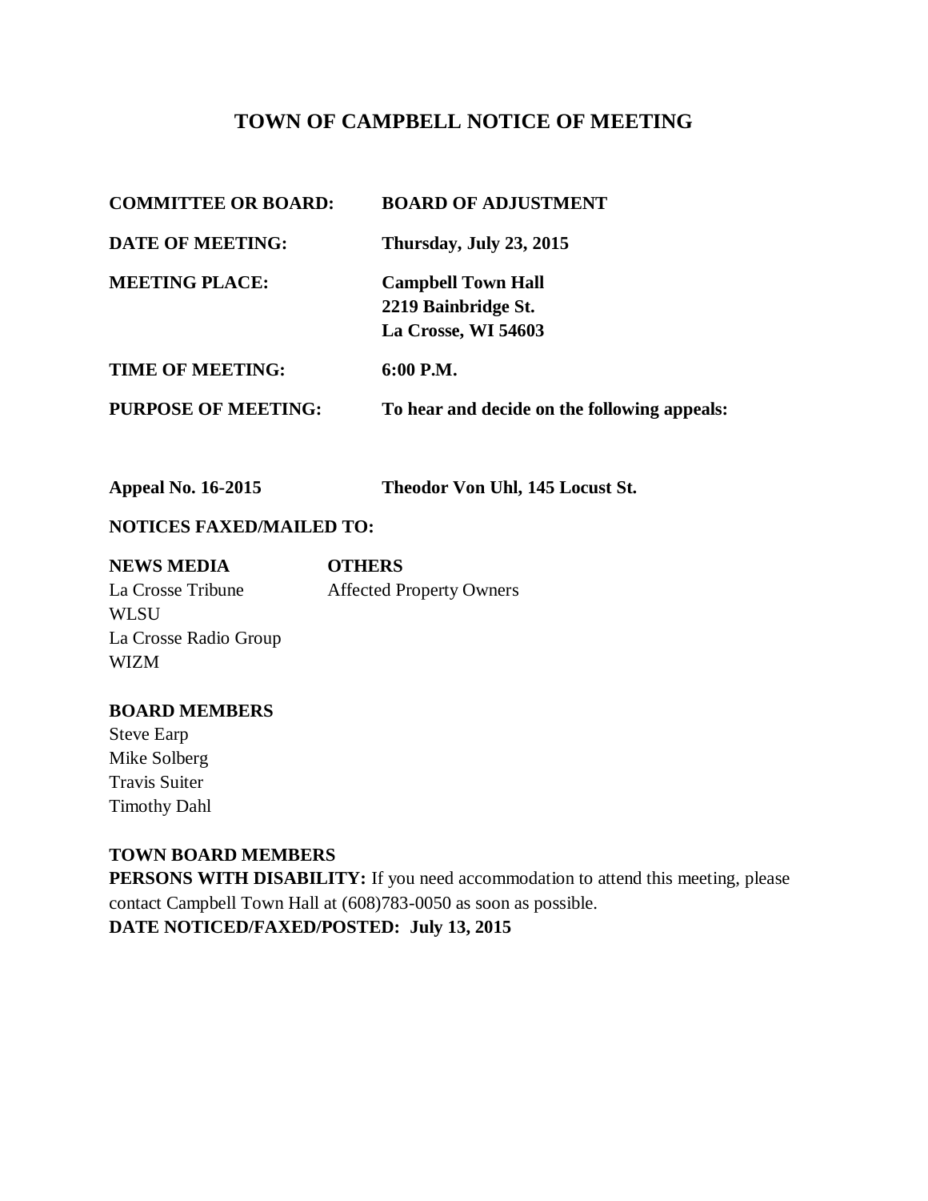# TOWN OF CAMPBELL NOTICE OF MEETING

| | |
|---|---|
| **COMMITTEE OR BOARD:** | **BOARD OF ADJUSTMENT** |
| **DATE OF MEETING:** | **Thursday, July 23, 2015** |
| **MEETING PLACE:** | **Campbell Town Hall**<br>**2219 Bainbridge St.**<br>**La Crosse, WI 54603** |
| **TIME OF MEETING:** | **6:00 P.M.** |
| **PURPOSE OF MEETING:** | **To hear and decide on the following appeals:** |

**Appeal No. 16-2015** **Theodor Von Uhl, 145 Locust St.**

**NOTICES FAXED/MAILED TO:**

| **NEWS MEDIA** | **OTHERS** |
|---|---|
| La Crosse Tribune | Affected Property Owners |
| WLSU | |
| La Crosse Radio Group | |
| WIZM | |

**BOARD MEMBERS**

Steve Earp
Mike Solberg
Travis Suiter
Timothy Dahl

**TOWN BOARD MEMBERS**

**PERSONS WITH DISABILITY:** If you need accommodation to attend this meeting, please contact Campbell Town Hall at (608)783-0050 as soon as possible.

**DATE NOTICED/FAXED/POSTED: July 13, 2015**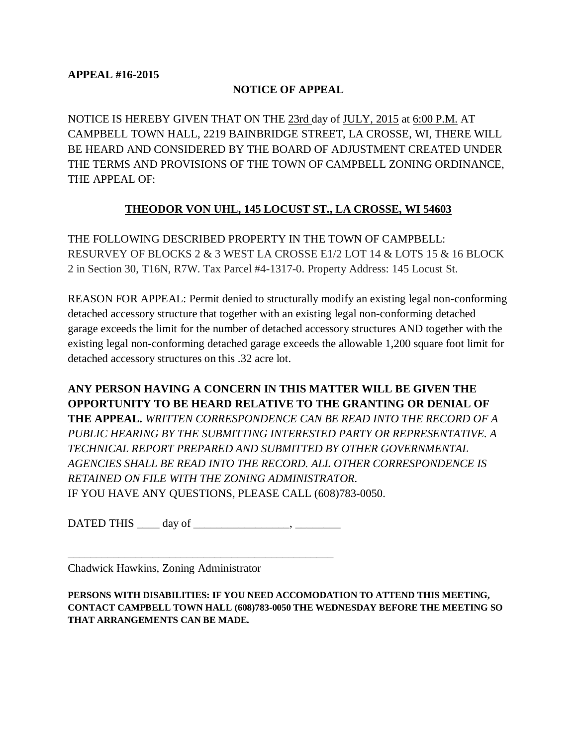**APPEAL #16-2015**

**NOTICE OF APPEAL**

NOTICE IS HEREBY GIVEN THAT ON THE 23rd day of JULY, 2015 at 6:00 P.M. AT CAMPBELL TOWN HALL, 2219 BAINBRIDGE STREET, LA CROSSE, WI, THERE WILL BE HEARD AND CONSIDERED BY THE BOARD OF ADJUSTMENT CREATED UNDER THE TERMS AND PROVISIONS OF THE TOWN OF CAMPBELL ZONING ORDINANCE, THE APPEAL OF:

**THEODOR VON UHL, 145 LOCUST ST., LA CROSSE, WI 54603**

THE FOLLOWING DESCRIBED PROPERTY IN THE TOWN OF CAMPBELL:
RESURVEY OF BLOCKS 2 & 3 WEST LA CROSSE E1/2 LOT 14 & LOTS 15 & 16 BLOCK 2 in Section 30, T16N, R7W. Tax Parcel #4-1317-0. Property Address: 145 Locust St.

REASON FOR APPEAL: Permit denied to structurally modify an existing legal non-conforming detached accessory structure that together with an existing legal non-conforming detached garage exceeds the limit for the number of detached accessory structures AND together with the existing legal non-conforming detached garage exceeds the allowable 1,200 square foot limit for detached accessory structures on this .32 acre lot.

**ANY PERSON HAVING A CONCERN IN THIS MATTER WILL BE GIVEN THE OPPORTUNITY TO BE HEARD RELATIVE TO THE GRANTING OR DENIAL OF THE APPEAL.** *WRITTEN CORRESPONDENCE CAN BE READ INTO THE RECORD OF A PUBLIC HEARING BY THE SUBMITTING INTERESTED PARTY OR REPRESENTATIVE. A TECHNICAL REPORT PREPARED AND SUBMITTED BY OTHER GOVERNMENTAL AGENCIES SHALL BE READ INTO THE RECORD. ALL OTHER CORRESPONDENCE IS RETAINED ON FILE WITH THE ZONING ADMINISTRATOR.*
IF YOU HAVE ANY QUESTIONS, PLEASE CALL (608)783-0050.

DATED THIS ____ day of _________________, ________

_________________________________________________
Chadwick Hawkins, Zoning Administrator

**PERSONS WITH DISABILITIES: IF YOU NEED ACCOMODATION TO ATTEND THIS MEETING, CONTACT CAMPBELL TOWN HALL (608)783-0050 THE WEDNESDAY BEFORE THE MEETING SO THAT ARRANGEMENTS CAN BE MADE.**